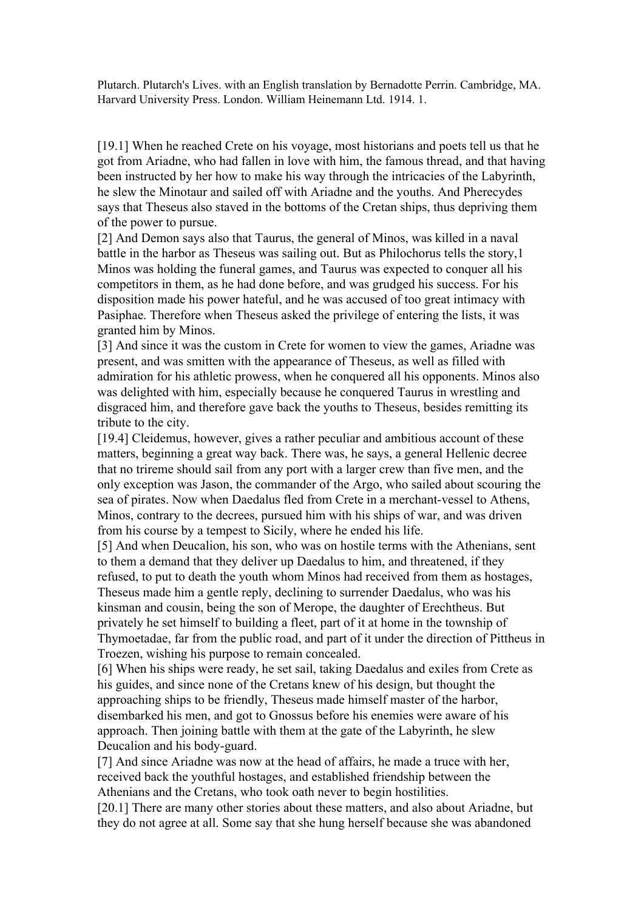Plutarch. Plutarch's Lives. with an English translation by Bernadotte Perrin. Cambridge, MA. Harvard University Press. London. William Heinemann Ltd. 1914. 1.

[19.1] When he reached Crete on his voyage, most historians and poets tell us that he got from Ariadne, who had fallen in love with him, the famous thread, and that having been instructed by her how to make his way through the intricacies of the Labyrinth, he slew the Minotaur and sailed off with Ariadne and the youths. And Pherecydes says that Theseus also staved in the bottoms of the Cretan ships, thus depriving them of the power to pursue.

[2] And Demon says also that Taurus, the general of Minos, was killed in a naval battle in the harbor as Theseus was sailing out. But as Philochorus tells the story,1 Minos was holding the funeral games, and Taurus was expected to conquer all his competitors in them, as he had done before, and was grudged his success. For his disposition made his power hateful, and he was accused of too great intimacy with Pasiphae. Therefore when Theseus asked the privilege of entering the lists, it was granted him by Minos.

[3] And since it was the custom in Crete for women to view the games, Ariadne was present, and was smitten with the appearance of Theseus, as well as filled with admiration for his athletic prowess, when he conquered all his opponents. Minos also was delighted with him, especially because he conquered Taurus in wrestling and disgraced him, and therefore gave back the youths to Theseus, besides remitting its tribute to the city.

[19.4] Cleidemus, however, gives a rather peculiar and ambitious account of these matters, beginning a great way back. There was, he says, a general Hellenic decree that no trireme should sail from any port with a larger crew than five men, and the only exception was Jason, the commander of the Argo, who sailed about scouring the sea of pirates. Now when Daedalus fled from Crete in a merchant-vessel to Athens, Minos, contrary to the decrees, pursued him with his ships of war, and was driven from his course by a tempest to Sicily, where he ended his life.

[5] And when Deucalion, his son, who was on hostile terms with the Athenians, sent to them a demand that they deliver up Daedalus to him, and threatened, if they refused, to put to death the youth whom Minos had received from them as hostages, Theseus made him a gentle reply, declining to surrender Daedalus, who was his kinsman and cousin, being the son of Merope, the daughter of Erechtheus. But privately he set himself to building a fleet, part of it at home in the township of Thymoetadae, far from the public road, and part of it under the direction of Pittheus in Troezen, wishing his purpose to remain concealed.

[6] When his ships were ready, he set sail, taking Daedalus and exiles from Crete as his guides, and since none of the Cretans knew of his design, but thought the approaching ships to be friendly, Theseus made himself master of the harbor, disembarked his men, and got to Gnossus before his enemies were aware of his approach. Then joining battle with them at the gate of the Labyrinth, he slew Deucalion and his body-guard.

[7] And since Ariadne was now at the head of affairs, he made a truce with her, received back the youthful hostages, and established friendship between the Athenians and the Cretans, who took oath never to begin hostilities.

[20.1] There are many other stories about these matters, and also about Ariadne, but they do not agree at all. Some say that she hung herself because she was abandoned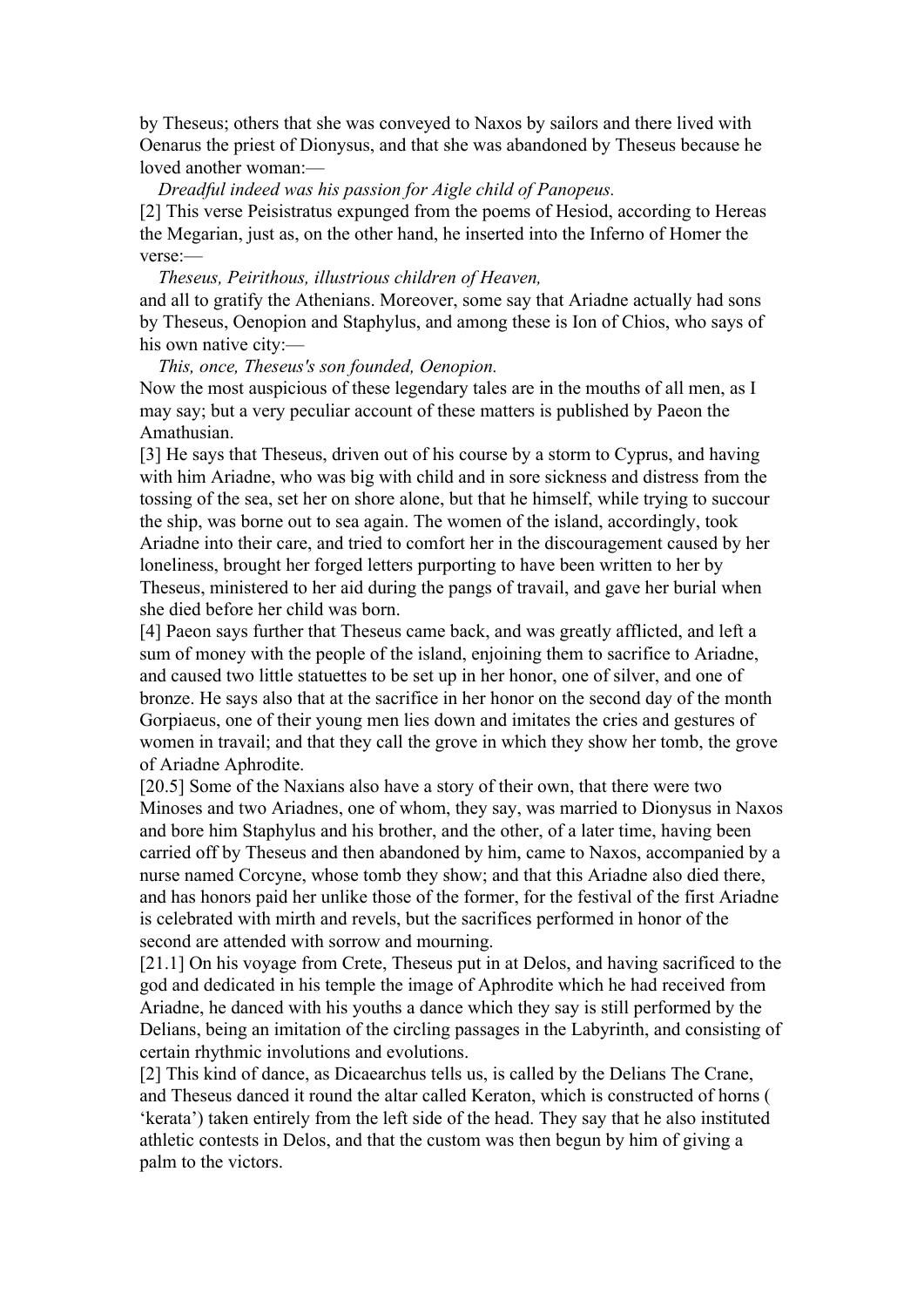by Theseus; others that she was conveyed to Naxos by sailors and there lived with Oenarus the priest of Dionysus, and that she was abandoned by Theseus because he loved another woman:—

*Dreadful indeed was his passion for Aigle child of Panopeus.*

[2] This verse Peisistratus expunged from the poems of Hesiod, according to Hereas the Megarian, just as, on the other hand, he inserted into the Inferno of Homer the verse:—

*Theseus, Peirithous, illustrious children of Heaven,*

and all to gratify the Athenians. Moreover, some say that Ariadne actually had sons by Theseus, Oenopion and Staphylus, and among these is Ion of Chios, who says of his own native city:—

*This, once, Theseus's son founded, Oenopion.*

Now the most auspicious of these legendary tales are in the mouths of all men, as I may say; but a very peculiar account of these matters is published by Paeon the Amathusian.

[3] He says that Theseus, driven out of his course by a storm to Cyprus, and having with him Ariadne, who was big with child and in sore sickness and distress from the tossing of the sea, set her on shore alone, but that he himself, while trying to succour the ship, was borne out to sea again. The women of the island, accordingly, took Ariadne into their care, and tried to comfort her in the discouragement caused by her loneliness, brought her forged letters purporting to have been written to her by Theseus, ministered to her aid during the pangs of travail, and gave her burial when she died before her child was born.

[4] Paeon says further that Theseus came back, and was greatly afflicted, and left a sum of money with the people of the island, enjoining them to sacrifice to Ariadne, and caused two little statuettes to be set up in her honor, one of silver, and one of bronze. He says also that at the sacrifice in her honor on the second day of the month Gorpiaeus, one of their young men lies down and imitates the cries and gestures of women in travail; and that they call the grove in which they show her tomb, the grove of Ariadne Aphrodite.

[20.5] Some of the Naxians also have a story of their own, that there were two Minoses and two Ariadnes, one of whom, they say, was married to Dionysus in Naxos and bore him Staphylus and his brother, and the other, of a later time, having been carried off by Theseus and then abandoned by him, came to Naxos, accompanied by a nurse named Corcyne, whose tomb they show; and that this Ariadne also died there, and has honors paid her unlike those of the former, for the festival of the first Ariadne is celebrated with mirth and revels, but the sacrifices performed in honor of the second are attended with sorrow and mourning.

[21.1] On his voyage from Crete, Theseus put in at Delos, and having sacrificed to the god and dedicated in his temple the image of Aphrodite which he had received from Ariadne, he danced with his youths a dance which they say is still performed by the Delians, being an imitation of the circling passages in the Labyrinth, and consisting of certain rhythmic involutions and evolutions.

[2] This kind of dance, as Dicaearchus tells us, is called by the Delians The Crane, and Theseus danced it round the altar called Keraton, which is constructed of horns ( ‘kerata’) taken entirely from the left side of the head. They say that he also instituted athletic contests in Delos, and that the custom was then begun by him of giving a palm to the victors.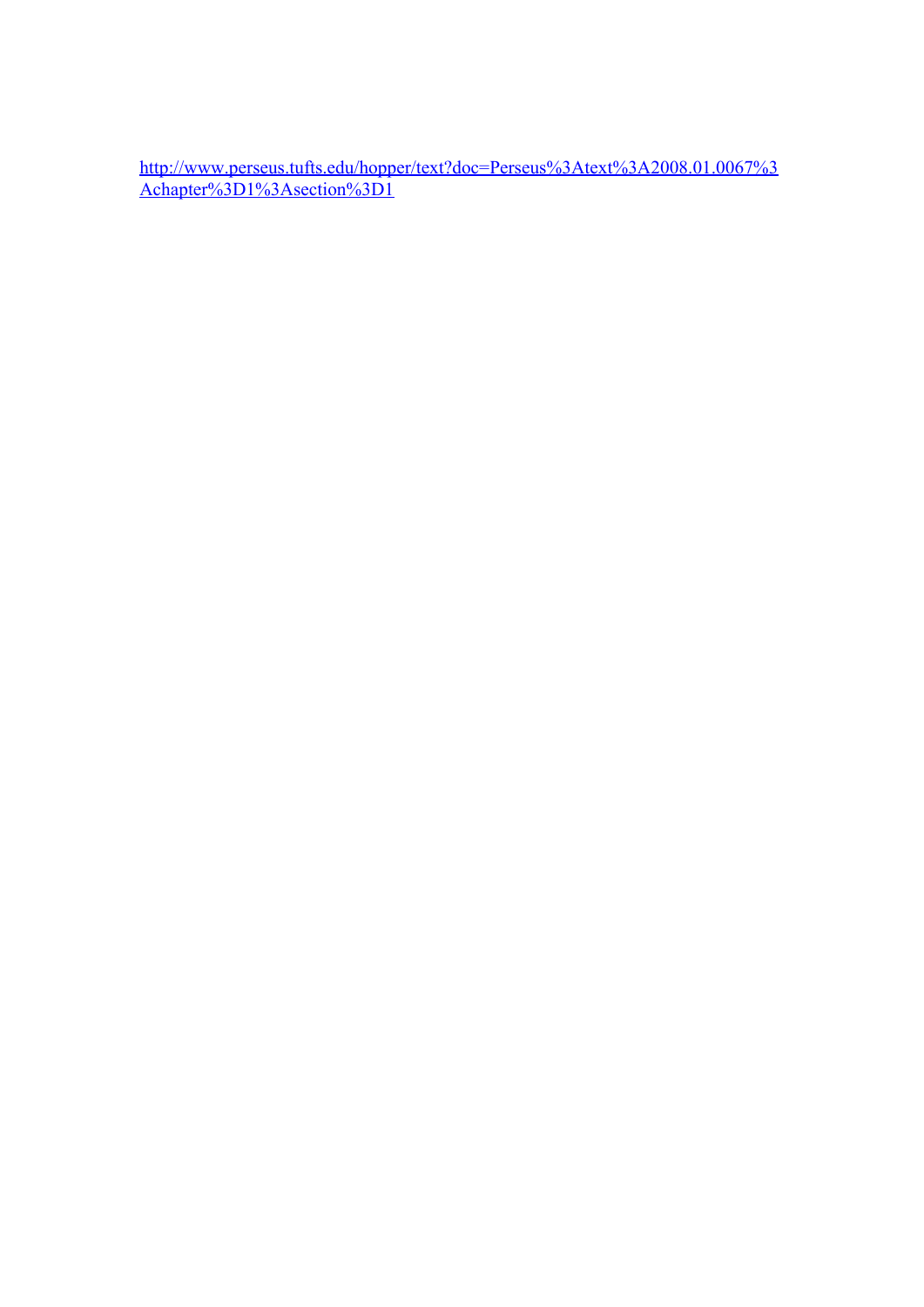http://www.perseus.tufts.edu/hopper/text?doc=Perseus%3Atext%3A2008.01.0067%3Achapter%3D1%3Asection%3D1